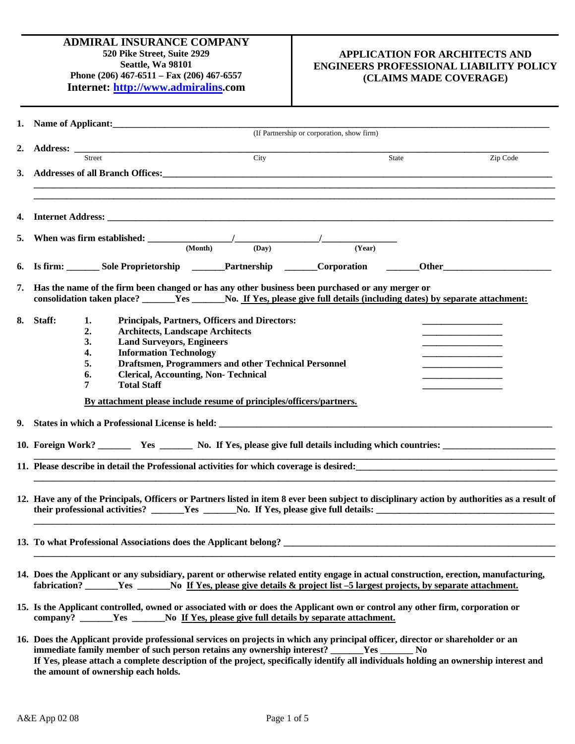**ADMIRAL INSURANCE COMPANY**
**520 Pike Street, Suite 2929**
**Seattle, Wa 98101**
**Phone (206) 467-6511 – Fax (206) 467-6557**
**Internet: http://www.admiralins.com**

# APPLICATION FOR ARCHITECTS AND ENGINEERS PROFESSIONAL LIABILITY POLICY (CLAIMS MADE COVERAGE)

**1. Name of Applicant:**______________________________________________________________
(If Partnership or corporation, show firm)

**2. Address:** ______________________________________________________________
Street City State Zip Code

**3. Addresses of all Branch Offices:**______________________________________________________________

______________________________________________________________

______________________________________________________________

**4. Internet Address:** ______________________________________________________________

**5. When was firm established:** ________________/________________/________________
(Month) (Day) (Year)

**6. Is firm:** _______ **Sole Proprietorship** _______**Partnership** _______**Corporation** _______**Other**______________________

**7. Has the name of the firm been changed or has any other business been purchased or any merger or consolidation taken place?** _______**Yes** _______**No.** **<u>If Yes, please give full details (including dates) by separate attachment:</u>**

**8. Staff:**

| | | |
|---|---|---|
| **1.** | **Principals, Partners, Officers and Directors:** | ________________ |
| **2.** | **Architects, Landscape Architects** | ________________ |
| **3.** | **Land Surveyors, Engineers** | ________________ |
| **4.** | **Information Technology** | ________________ |
| **5.** | **Draftsmen, Programmers and other Technical Personnel** | ________________ |
| **6.** | **Clerical, Accounting, Non- Technical** | ________________ |
| **7** | **Total Staff** | ________________ |

**<u>By attachment please include resume of principles/officers/partners.</u>**

**9. States in which a Professional License is held:** ______________________________________________________________

**10. Foreign Work?** _______ **Yes** _______ **No. If Yes, please give full details including which countries:** ________________________

______________________________________________________________

**11. Please describe in detail the Professional activities for which coverage is desired:**__________________________________________

______________________________________________________________

**12. Have any of the Principals, Officers or Partners listed in item 8 ever been subject to disciplinary action by authorities as a result of their professional activities?** _______**Yes** _______**No. If Yes, please give full details:** ____________________________________

______________________________________________________________

**13. To what Professional Associations does the Applicant belong?** ______________________________________________________________

______________________________________________________________

**14. Does the Applicant or any subsidiary, parent or otherwise related entity engage in actual construction, erection, manufacturing, fabrication?** _______**Yes** _______**No** **<u>If Yes, please give details & project list –5 largest projects, by separate attachment.</u>**

**15. Is the Applicant controlled, owned or associated with or does the Applicant own or control any other firm, corporation or company?** _______**Yes** _______**No** **<u>If Yes, please give full details by separate attachment.</u>**

**16. Does the Applicant provide professional services on projects in which any principal officer, director or shareholder or an immediate family member of such person retains any ownership interest?** _______**Yes** _______ **No**
**If Yes, please attach a complete description of the project, specifically identify all individuals holding an ownership interest and the amount of ownership each holds.**

A&E App 02 08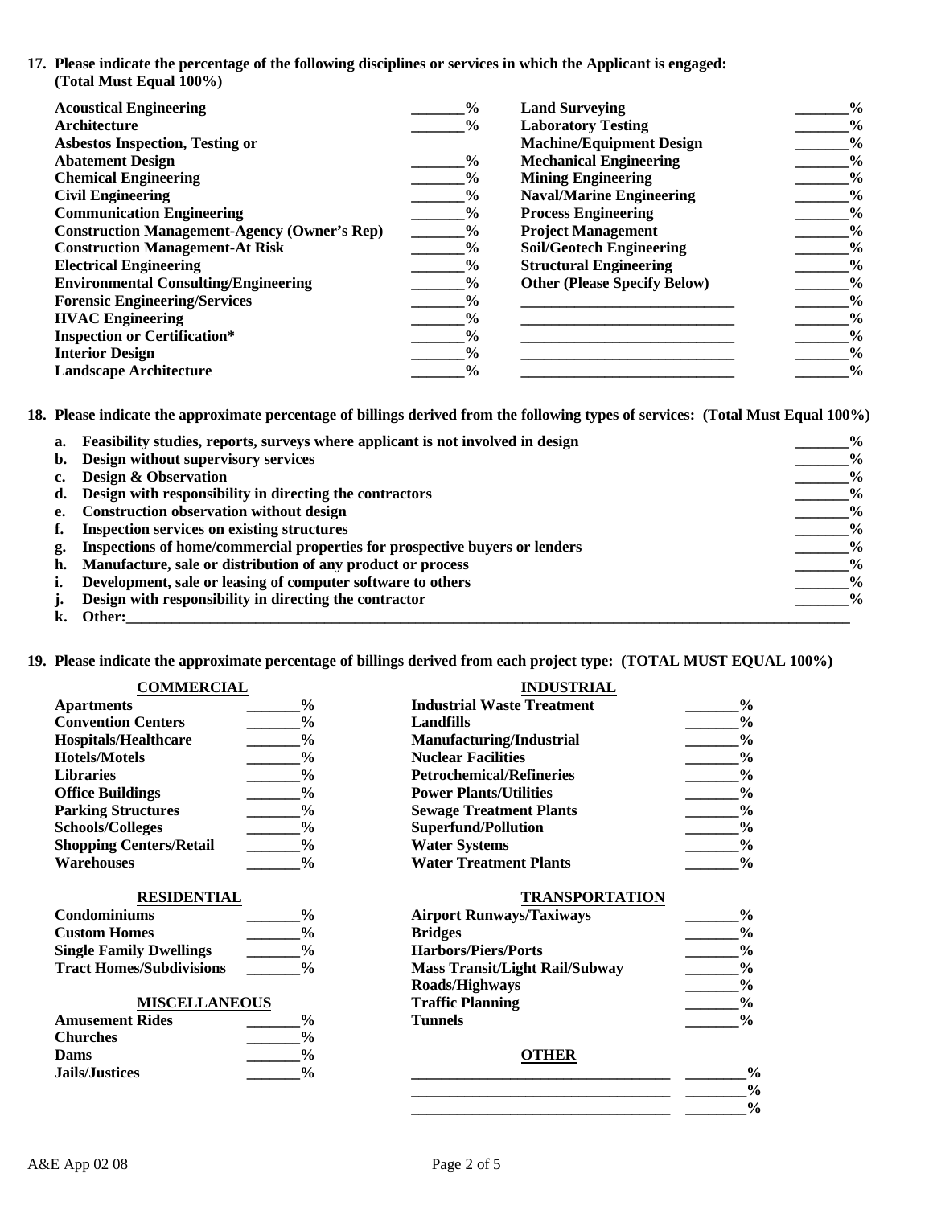**17. Please indicate the percentage of the following disciplines or services in which the Applicant is engaged: (Total Must Equal 100%)**

| | | | |
|---|---|---|---|
| **Acoustical Engineering** | _______% | **Land Surveying** | _______% |
| **Architecture** | _______% | **Laboratory Testing** | _______% |
| **Asbestos Inspection, Testing or Abatement Design** | _______% | **Machine/Equipment Design** | _______% |
| | | **Mechanical Engineering** | _______% |
| **Chemical Engineering** | _______% | **Mining Engineering** | _______% |
| **Civil Engineering** | _______% | **Naval/Marine Engineering** | _______% |
| **Communication Engineering** | _______% | **Process Engineering** | _______% |
| **Construction Management-Agency (Owner's Rep)** | _______% | **Project Management** | _______% |
| **Construction Management-At Risk** | _______% | **Soil/Geotech Engineering** | _______% |
| **Electrical Engineering** | _______% | **Structural Engineering** | _______% |
| **Environmental Consulting/Engineering** | _______% | **Other (Please Specify Below)** | _______% |
| **Forensic Engineering/Services** | _______% | ___________________________ | _______% |
| **HVAC Engineering** | _______% | ___________________________ | _______% |
| **Inspection or Certification*** | _______% | ___________________________ | _______% |
| **Interior Design** | _______% | ___________________________ | _______% |
| **Landscape Architecture** | _______% | ___________________________ | _______% |

**18. Please indicate the approximate percentage of billings derived from the following types of services: (Total Must Equal 100%)**

| | | |
|---|---|---|
| **a.** | **Feasibility studies, reports, surveys where applicant is not involved in design** | _______% |
| **b.** | **Design without supervisory services** | _______% |
| **c.** | **Design & Observation** | _______% |
| **d.** | **Design with responsibility in directing the contractors** | _______% |
| **e.** | **Construction observation without design** | _______% |
| **f.** | **Inspection services on existing structures** | _______% |
| **g.** | **Inspections of home/commercial properties for prospective buyers or lenders** | _______% |
| **h.** | **Manufacture, sale or distribution of any product or process** | _______% |
| **i.** | **Development, sale or leasing of computer software to others** | _______% |
| **j.** | **Design with responsibility in directing the contractor** | _______% |
| **k.** | **Other:**_______________________________________________ | |

**19. Please indicate the approximate percentage of billings derived from each project type: (TOTAL MUST EQUAL 100%)**

| **COMMERCIAL** | | **INDUSTRIAL** | |
|---|---|---|---|
| **Apartments** | _______% | **Industrial Waste Treatment** | _______% |
| **Convention Centers** | _______% | **Landfills** | _______% |
| **Hospitals/Healthcare** | _______% | **Manufacturing/Industrial** | _______% |
| **Hotels/Motels** | _______% | **Nuclear Facilities** | _______% |
| **Libraries** | _______% | **Petrochemical/Refineries** | _______% |
| **Office Buildings** | _______% | **Power Plants/Utilities** | _______% |
| **Parking Structures** | _______% | **Sewage Treatment Plants** | _______% |
| **Schools/Colleges** | _______% | **Superfund/Pollution** | _______% |
| **Shopping Centers/Retail** | _______% | **Water Systems** | _______% |
| **Warehouses** | _______% | **Water Treatment Plants** | _______% |

| **RESIDENTIAL** | | **TRANSPORTATION** | |
|---|---|---|---|
| **Condominiums** | _______% | **Airport Runways/Taxiways** | _______% |
| **Custom Homes** | _______% | **Bridges** | _______% |
| **Single Family Dwellings** | _______% | **Harbors/Piers/Ports** | _______% |
| **Tract Homes/Subdivisions** | _______% | **Mass Transit/Light Rail/Subway** | _______% |
| | | **Roads/Highways** | _______% |
| **MISCELLANEOUS** | | **Traffic Planning** | _______% |
| **Amusement Rides** | _______% | **Tunnels** | _______% |
| **Churches** | _______% | | |
| **Dams** | _______% | **OTHER** | |
| **Jails/Justices** | _______% | ________________________________ | ________% |
| | | ________________________________ | ________% |
| | | ________________________________ | ________% |

A&E App 02 08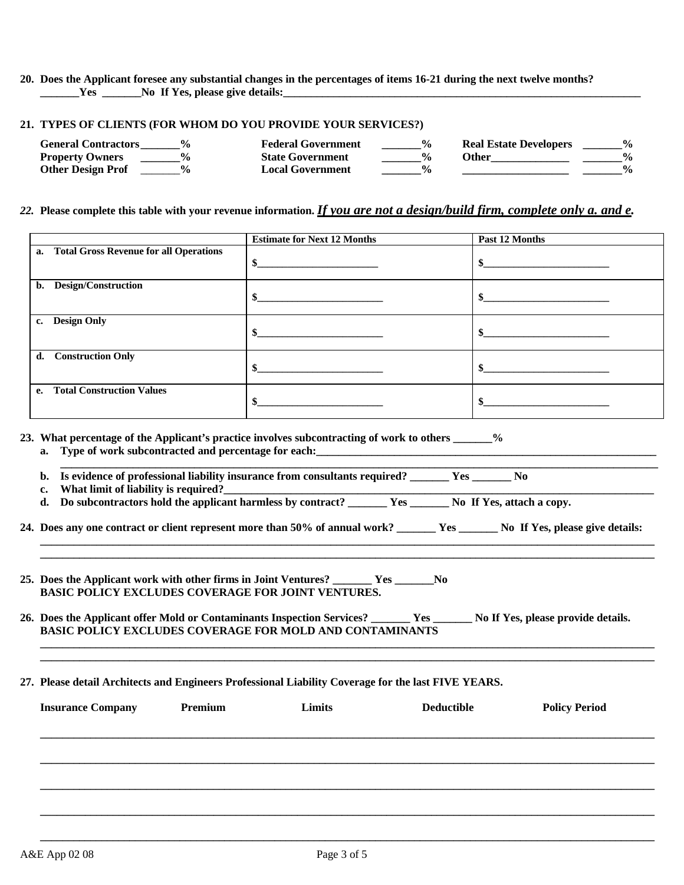**20. Does the Applicant foresee any substantial changes in the percentages of items 16-21 during the next twelve months? _______Yes _______No If Yes, please give details:_______________________________________________________________**

**21. TYPES OF CLIENTS (FOR WHOM DO YOU PROVIDE YOUR SERVICES?)**

| | | | | | |
|---|---|---|---|---|---|
| **General Contractors** | **_______%** | **Federal Government** | **_______%** | **Real Estate Developers** | **_______%** |
| **Property Owners** | **_______%** | **State Government** | **_______%** | **Other_____________** | **_______%** |
| **Other Design Prof** | **_______%** | **Local Government** | **_______%** | **__________________** | **_______%** |

*22.* **Please complete this table with your revenue information.** ***If you are not a design/build firm, complete only a. and e.***

| | Estimate for Next 12 Months | Past 12 Months |
|---|---|---|
| **a. Total Gross Revenue for all Operations** | $______________________ | $______________________ |
| **b. Design/Construction** | $______________________ | $______________________ |
| **c. Design Only** | $______________________ | $______________________ |
| **d. Construction Only** | $______________________ | $______________________ |
| **e. Total Construction Values** | $______________________ | $______________________ |

**23. What percentage of the Applicant's practice involves subcontracting of work to others _______%**

**a. Type of work subcontracted and percentage for each:_______________________________________________________________**

**_________________________________________________________________________________________**

**b. Is evidence of professional liability insurance from consultants required? _______ Yes _______ No**

**c. What limit of liability is required?_________________________________________________________________________**

**d. Do subcontractors hold the applicant harmless by contract? _______ Yes _______ No If Yes, attach a copy.**

**24. Does any one contract or client represent more than 50% of annual work? _______ Yes _______ No If Yes, please give details:**

**_________________________________________________________________________________________________**

**_________________________________________________________________________________________________**

**25. Does the Applicant work with other firms in Joint Ventures? _______ Yes _______No**
**BASIC POLICY EXCLUDES COVERAGE FOR JOINT VENTURES.**

**26. Does the Applicant offer Mold or Contaminants Inspection Services? _______ Yes _______ No If Yes, please provide details.**
**BASIC POLICY EXCLUDES COVERAGE FOR MOLD AND CONTAMINANTS**

**_________________________________________________________________________________________________**

**_________________________________________________________________________________________________**

**27. Please detail Architects and Engineers Professional Liability Coverage for the last FIVE YEARS.**

| Insurance Company | Premium | Limits | Deductible | Policy Period |
|---|---|---|---|---|
| | | | | |
| | | | | |
| | | | | |
| | | | | |
| | | | | |

A&E App 02 08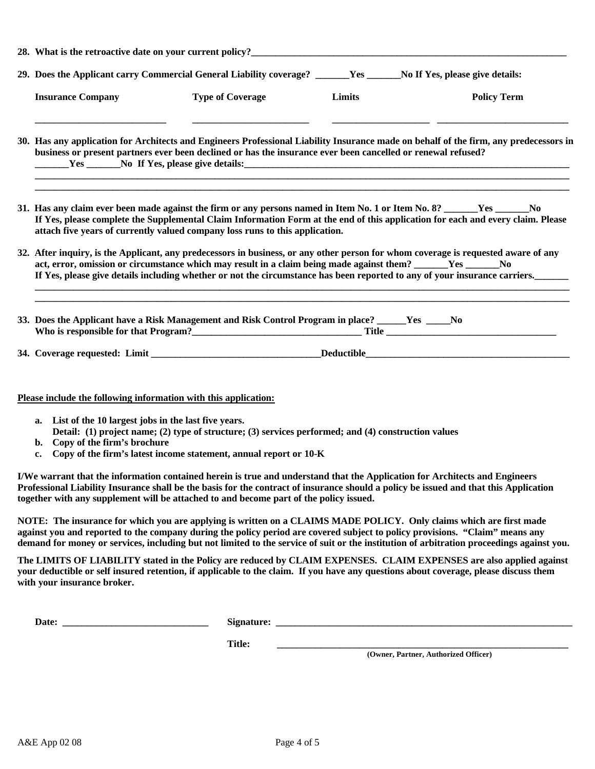**28. What is the retroactive date on your current policy?\_\_\_\_\_\_\_\_\_\_\_\_\_\_\_\_\_\_\_\_\_\_\_\_\_\_\_\_\_\_\_\_\_\_\_\_\_\_\_\_\_\_\_\_\_\_\_\_\_\_\_\_\_\_\_\_\_\_\_\_\_\_\_\_\_\_**

**29. Does the Applicant carry Commercial General Liability coverage? \_\_\_\_\_\_\_Yes \_\_\_\_\_\_\_No If Yes, please give details:**

| Insurance Company | Type of Coverage | Limits | Policy Term |
|---|---|---|---|
| \_\_\_\_\_\_\_\_\_\_\_\_\_\_\_\_\_\_\_\_\_\_\_\_\_\_\_\_ | \_\_\_\_\_\_\_\_\_\_\_\_\_\_\_\_\_\_\_\_\_\_\_\_\_ | \_\_\_\_\_\_\_\_\_\_\_\_\_\_\_\_\_\_\_\_\_ | \_\_\_\_\_\_\_\_\_\_\_\_\_\_\_\_\_\_\_\_\_\_\_\_\_\_\_\_ |

**30. Has any application for Architects and Engineers Professional Liability Insurance made on behalf of the firm, any predecessors in business or present partners ever been declined or has the insurance ever been cancelled or renewal refused?**
**\_\_\_\_\_\_\_Yes \_\_\_\_\_\_\_No If Yes, please give details:\_\_\_\_\_\_\_\_\_\_\_\_\_\_\_\_\_\_\_\_\_\_\_\_\_\_\_\_\_\_\_\_\_\_\_\_\_\_\_\_\_\_\_\_\_\_\_\_\_\_\_\_\_\_\_\_\_\_\_\_\_\_\_\_\_\_\_\_\_\_\_\_**

\_\_\_\_\_\_\_\_\_\_\_\_\_\_\_\_\_\_\_\_\_\_\_\_\_\_\_\_\_\_\_\_\_\_\_\_\_\_\_\_\_\_\_\_\_\_\_\_\_\_\_\_\_\_\_\_\_\_\_\_\_\_\_\_\_\_\_\_\_\_\_\_\_\_\_\_\_\_\_\_\_\_\_\_\_\_\_\_\_\_\_\_\_\_\_\_\_\_\_\_\_\_\_\_\_\_\_\_

\_\_\_\_\_\_\_\_\_\_\_\_\_\_\_\_\_\_\_\_\_\_\_\_\_\_\_\_\_\_\_\_\_\_\_\_\_\_\_\_\_\_\_\_\_\_\_\_\_\_\_\_\_\_\_\_\_\_\_\_\_\_\_\_\_\_\_\_\_\_\_\_\_\_\_\_\_\_\_\_\_\_\_\_\_\_\_\_\_\_\_\_\_\_\_\_\_\_\_\_\_\_\_\_\_\_\_\_

**31. Has any claim ever been made against the firm or any persons named in Item No. 1 or Item No. 8? \_\_\_\_\_\_\_Yes \_\_\_\_\_\_\_No**
**If Yes, please complete the Supplemental Claim Information Form at the end of this application for each and every claim. Please attach five years of currently valued company loss runs to this application.**

**32. After inquiry, is the Applicant, any predecessors in business, or any other person for whom coverage is requested aware of any act, error, omission or circumstance which may result in a claim being made against them? \_\_\_\_\_\_\_Yes \_\_\_\_\_\_\_No**
**If Yes, please give details including whether or not the circumstance has been reported to any of your insurance carriers.\_\_\_\_\_\_\_**

\_\_\_\_\_\_\_\_\_\_\_\_\_\_\_\_\_\_\_\_\_\_\_\_\_\_\_\_\_\_\_\_\_\_\_\_\_\_\_\_\_\_\_\_\_\_\_\_\_\_\_\_\_\_\_\_\_\_\_\_\_\_\_\_\_\_\_\_\_\_\_\_\_\_\_\_\_\_\_\_\_\_\_\_\_\_\_\_\_\_\_\_\_\_\_\_\_\_\_\_\_\_\_\_\_\_\_\_

\_\_\_\_\_\_\_\_\_\_\_\_\_\_\_\_\_\_\_\_\_\_\_\_\_\_\_\_\_\_\_\_\_\_\_\_\_\_\_\_\_\_\_\_\_\_\_\_\_\_\_\_\_\_\_\_\_\_\_\_\_\_\_\_\_\_\_\_\_\_\_\_\_\_\_\_\_\_\_\_\_\_\_\_\_\_\_\_\_\_\_\_\_\_\_\_\_\_\_\_\_\_\_\_\_\_\_\_

**33. Does the Applicant have a Risk Management and Risk Control Program in place? \_\_\_\_\_\_Yes \_\_\_\_\_No**
**Who is responsible for that Program?\_\_\_\_\_\_\_\_\_\_\_\_\_\_\_\_\_\_\_\_\_\_\_\_\_\_\_\_\_\_\_\_\_\_\_\_ Title \_\_\_\_\_\_\_\_\_\_\_\_\_\_\_\_\_\_\_\_\_\_\_\_\_\_\_\_\_\_\_\_\_\_\_\_**

**34. Coverage requested: Limit \_\_\_\_\_\_\_\_\_\_\_\_\_\_\_\_\_\_\_\_\_\_\_\_\_\_\_\_\_\_\_\_\_\_\_Deductible\_\_\_\_\_\_\_\_\_\_\_\_\_\_\_\_\_\_\_\_\_\_\_\_\_\_\_\_\_\_\_\_\_\_\_\_\_\_\_\_\_\_**

**<u>Please include the following information with this application:</u>**

- **a. List of the 10 largest jobs in the last five years.**
  **Detail: (1) project name; (2) type of structure; (3) services performed; and (4) construction values**
- **b. Copy of the firm's brochure**
- **c. Copy of the firm's latest income statement, annual report or 10-K**

**I/We warrant that the information contained herein is true and understand that the Application for Architects and Engineers Professional Liability Insurance shall be the basis for the contract of insurance should a policy be issued and that this Application together with any supplement will be attached to and become part of the policy issued.**

**NOTE: The insurance for which you are applying is written on a CLAIMS MADE POLICY. Only claims which are first made against you and reported to the company during the policy period are covered subject to policy provisions. "Claim" means any demand for money or services, including but not limited to the service of suit or the institution of arbitration proceedings against you.**

**The LIMITS OF LIABILITY stated in the Policy are reduced by CLAIM EXPENSES. CLAIM EXPENSES are also applied against your deductible or self insured retention, if applicable to the claim. If you have any questions about coverage, please discuss them with your insurance broker.**

**Date: \_\_\_\_\_\_\_\_\_\_\_\_\_\_\_\_\_\_\_\_\_\_\_\_\_\_\_\_\_\_\_** **Signature: \_\_\_\_\_\_\_\_\_\_\_\_\_\_\_\_\_\_\_\_\_\_\_\_\_\_\_\_\_\_\_\_\_\_\_\_\_\_\_\_\_\_\_\_\_\_\_\_\_\_\_\_\_\_\_\_\_\_\_\_\_\_\_\_**

**Title: \_\_\_\_\_\_\_\_\_\_\_\_\_\_\_\_\_\_\_\_\_\_\_\_\_\_\_\_\_\_\_\_\_\_\_\_\_\_\_\_\_\_\_\_\_\_\_\_\_\_\_\_\_\_\_\_\_\_\_\_\_\_\_\_**
**(Owner, Partner, Authorized Officer)**

A&E App 02 08